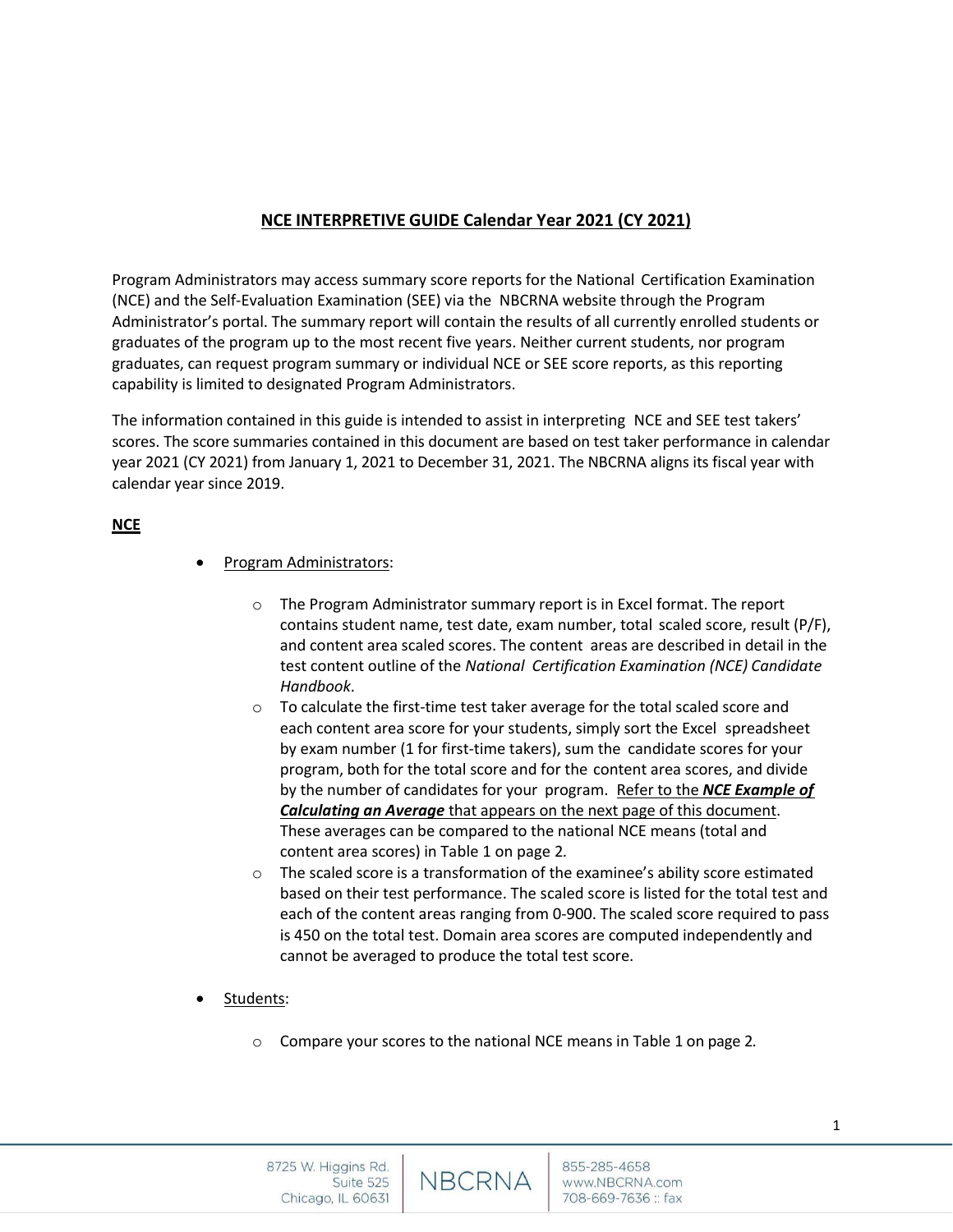# NCE INTERPRETIVE GUIDE Calendar Year 2021 (CY 2021)

Program Administrators may access summary score reports for the National Certification Examination (NCE) and the Self-Evaluation Examination (SEE) via the NBCRNA website through the Program Administrator's portal. The summary report will contain the results of all currently enrolled students or graduates of the program up to the most recent five years. Neither current students, nor program graduates, can request program summary or individual NCE or SEE score reports, as this reporting capability is limited to designated Program Administrators.

The information contained in this guide is intended to assist in interpreting NCE and SEE test takers' scores. The score summaries contained in this document are based on test taker performance in calendar year 2021 (CY 2021) from January 1, 2021 to December 31, 2021. The NBCRNA aligns its fiscal year with calendar year since 2019.

## NCE

- Program Administrators:
  - The Program Administrator summary report is in Excel format. The report contains student name, test date, exam number, total scaled score, result (P/F), and content area scaled scores. The content areas are described in detail in the test content outline of the *National Certification Examination (NCE) Candidate Handbook*.
  - To calculate the first-time test taker average for the total scaled score and each content area score for your students, simply sort the Excel spreadsheet by exam number (1 for first-time takers), sum the candidate scores for your program, both for the total score and for the content area scores, and divide by the number of candidates for your program. Refer to the ***NCE Example of Calculating an Average*** that appears on the next page of this document. These averages can be compared to the national NCE means (total and content area scores) in Table 1 on page 2.
  - The scaled score is a transformation of the examinee's ability score estimated based on their test performance. The scaled score is listed for the total test and each of the content areas ranging from 0-900. The scaled score required to pass is 450 on the total test. Domain area scores are computed independently and cannot be averaged to produce the total test score.

- Students:
  - Compare your scores to the national NCE means in Table 1 on page 2.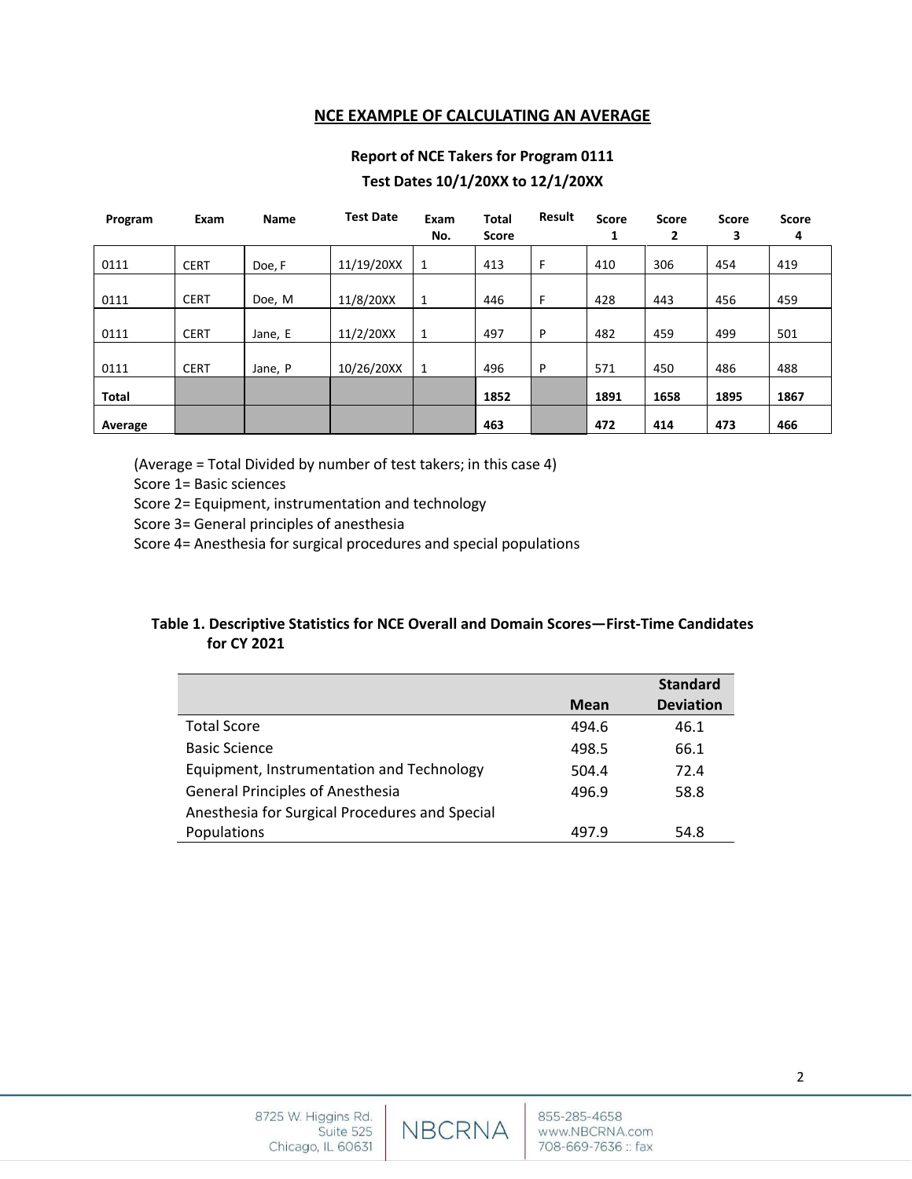## NCE EXAMPLE OF CALCULATING AN AVERAGE

**Report of NCE Takers for Program 0111**

**Test Dates 10/1/20XX to 12/1/20XX**

| Program | Exam | Name | Test Date | Exam No. | Total Score | Result | Score 1 | Score 2 | Score 3 | Score 4 |
|---|---|---|---|---|---|---|---|---|---|---|
| 0111 | CERT | Doe, F | 11/19/20XX | 1 | 413 | F | 410 | 306 | 454 | 419 |
| 0111 | CERT | Doe, M | 11/8/20XX | 1 | 446 | F | 428 | 443 | 456 | 459 |
| 0111 | CERT | Jane, E | 11/2/20XX | 1 | 497 | P | 482 | 459 | 499 | 501 |
| 0111 | CERT | Jane, P | 10/26/20XX | 1 | 496 | P | 571 | 450 | 486 | 488 |
| **Total** | | | | | **1852** | | **1891** | **1658** | **1895** | **1867** |
| **Average** | | | | | **463** | | **472** | **414** | **473** | **466** |

(Average = Total Divided by number of test takers; in this case 4)
Score 1= Basic sciences
Score 2= Equipment, instrumentation and technology
Score 3= General principles of anesthesia
Score 4= Anesthesia for surgical procedures and special populations

**Table 1. Descriptive Statistics for NCE Overall and Domain Scores—First-Time Candidates for CY 2021**

| | Mean | Standard Deviation |
|---|---|---|
| Total Score | 494.6 | 46.1 |
| Basic Science | 498.5 | 66.1 |
| Equipment, Instrumentation and Technology | 504.4 | 72.4 |
| General Principles of Anesthesia | 496.9 | 58.8 |
| Anesthesia for Surgical Procedures and Special Populations | 497.9 | 54.8 |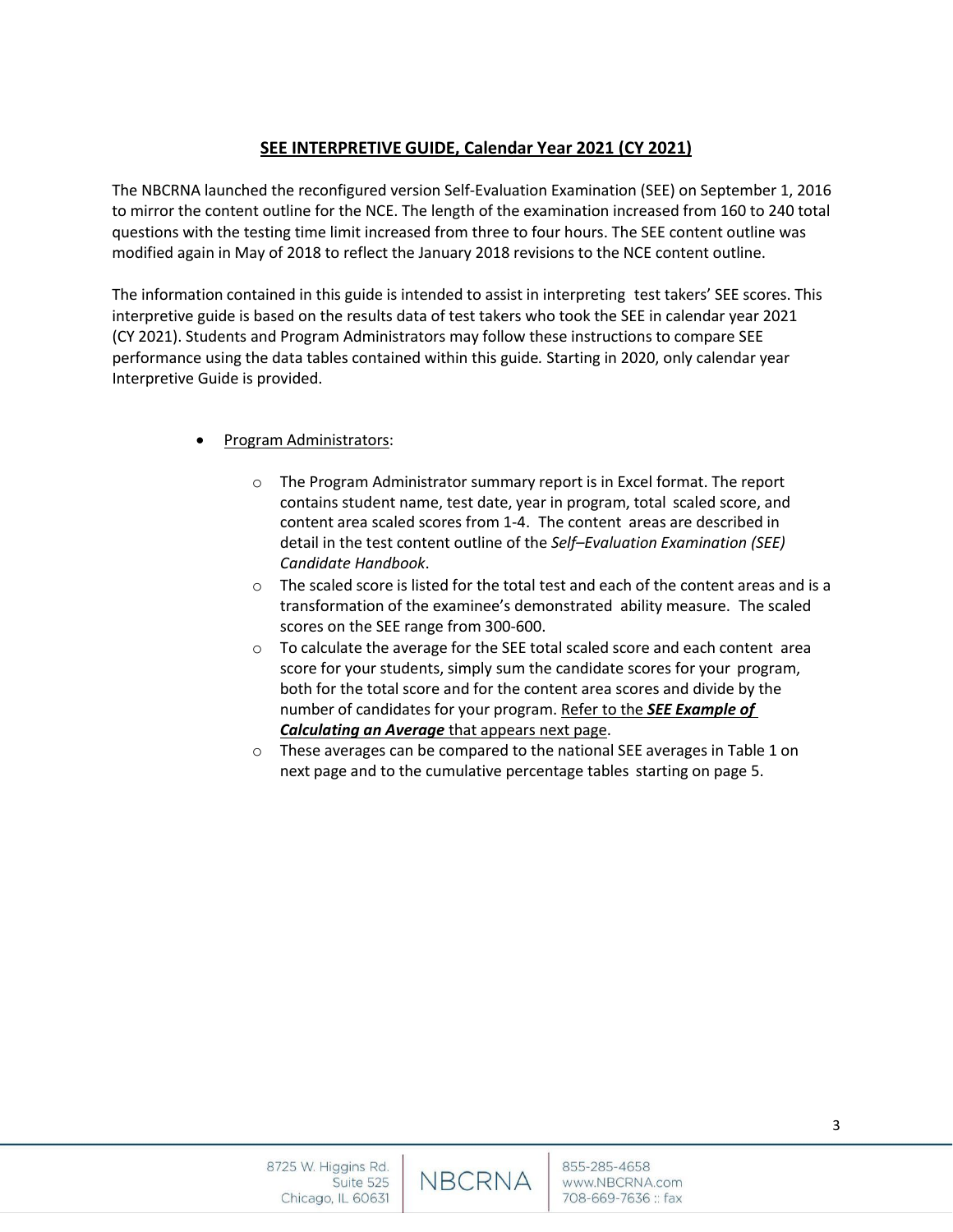## SEE INTERPRETIVE GUIDE, Calendar Year 2021 (CY 2021)

The NBCRNA launched the reconfigured version Self-Evaluation Examination (SEE) on September 1, 2016 to mirror the content outline for the NCE. The length of the examination increased from 160 to 240 total questions with the testing time limit increased from three to four hours. The SEE content outline was modified again in May of 2018 to reflect the January 2018 revisions to the NCE content outline.

The information contained in this guide is intended to assist in interpreting test takers' SEE scores. This interpretive guide is based on the results data of test takers who took the SEE in calendar year 2021 (CY 2021). Students and Program Administrators may follow these instructions to compare SEE performance using the data tables contained within this guide. Starting in 2020, only calendar year Interpretive Guide is provided.

- Program Administrators:
  - The Program Administrator summary report is in Excel format. The report contains student name, test date, year in program, total scaled score, and content area scaled scores from 1-4. The content areas are described in detail in the test content outline of the *Self–Evaluation Examination (SEE) Candidate Handbook*.
  - The scaled score is listed for the total test and each of the content areas and is a transformation of the examinee's demonstrated ability measure. The scaled scores on the SEE range from 300-600.
  - To calculate the average for the SEE total scaled score and each content area score for your students, simply sum the candidate scores for your program, both for the total score and for the content area scores and divide by the number of candidates for your program. Refer to the ***SEE Example of Calculating an Average*** that appears next page.
  - These averages can be compared to the national SEE averages in Table 1 on next page and to the cumulative percentage tables starting on page 5.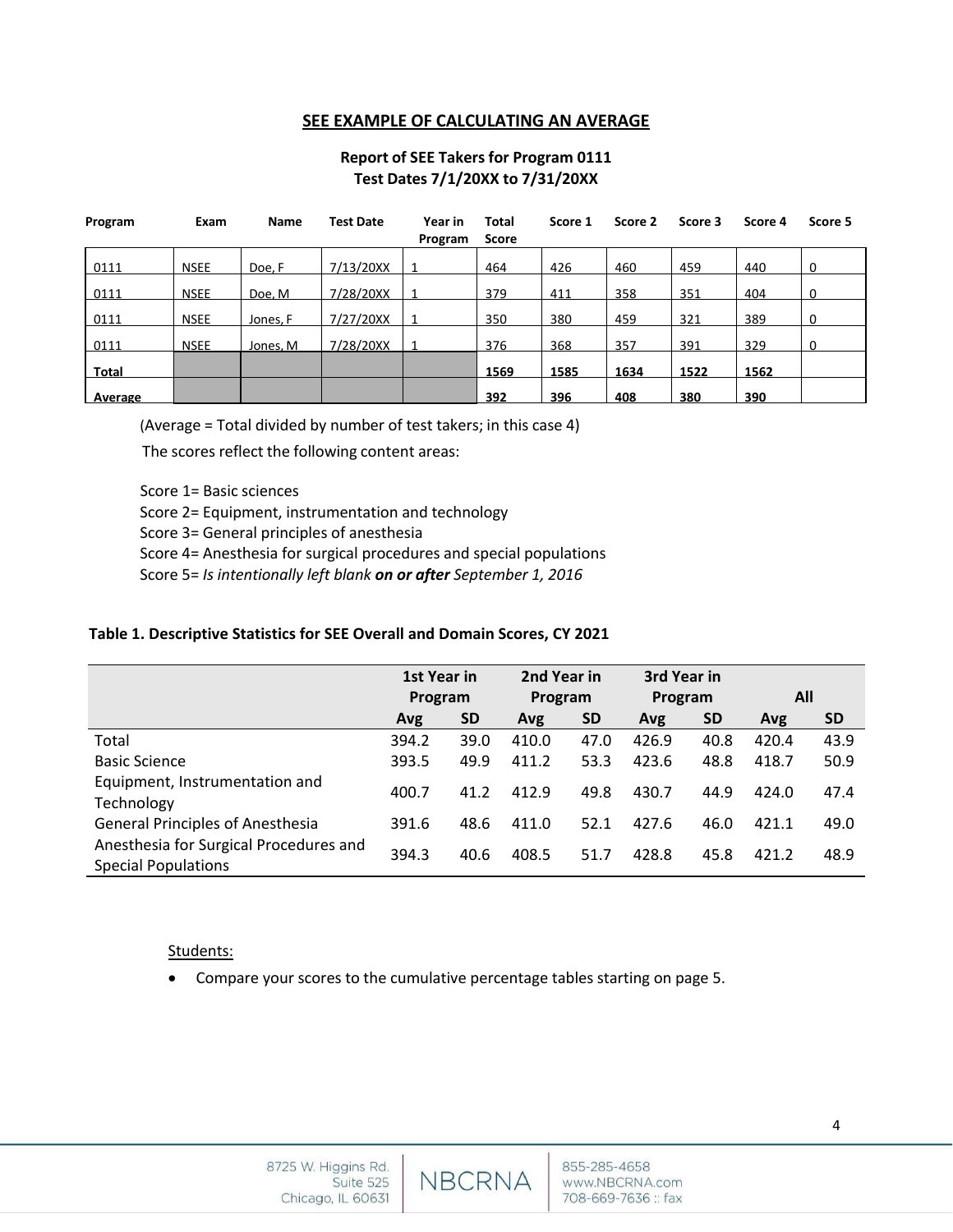## SEE EXAMPLE OF CALCULATING AN AVERAGE

**Report of SEE Takers for Program 0111**
**Test Dates 7/1/20XX to 7/31/20XX**

| Program | Exam | Name | Test Date | Year in Program | Total Score | Score 1 | Score 2 | Score 3 | Score 4 | Score 5 |
|---|---|---|---|---|---|---|---|---|---|---|
| 0111 | NSEE | Doe, F | 7/13/20XX | 1 | 464 | 426 | 460 | 459 | 440 | 0 |
| 0111 | NSEE | Doe, M | 7/28/20XX | 1 | 379 | 411 | 358 | 351 | 404 | 0 |
| 0111 | NSEE | Jones, F | 7/27/20XX | 1 | 350 | 380 | 459 | 321 | 389 | 0 |
| 0111 | NSEE | Jones, M | 7/28/20XX | 1 | 376 | 368 | 357 | 391 | 329 | 0 |
| **Total** | | | | | **1569** | **1585** | **1634** | **1522** | **1562** | |
| **Average** | | | | | **392** | **396** | **408** | **380** | **390** | |

(Average = Total divided by number of test takers; in this case 4)

The scores reflect the following content areas:

Score 1= Basic sciences
Score 2= Equipment, instrumentation and technology
Score 3= General principles of anesthesia
Score 4= Anesthesia for surgical procedures and special populations
Score 5= *Is intentionally left blank* ***on or after*** *September 1, 2016*

**Table 1. Descriptive Statistics for SEE Overall and Domain Scores, CY 2021**

| | 1st Year in Program | | 2nd Year in Program | | 3rd Year in Program | | All | |
|---|---|---|---|---|---|---|---|---|
| | **Avg** | **SD** | **Avg** | **SD** | **Avg** | **SD** | **Avg** | **SD** |
| Total | 394.2 | 39.0 | 410.0 | 47.0 | 426.9 | 40.8 | 420.4 | 43.9 |
| Basic Science | 393.5 | 49.9 | 411.2 | 53.3 | 423.6 | 48.8 | 418.7 | 50.9 |
| Equipment, Instrumentation and Technology | 400.7 | 41.2 | 412.9 | 49.8 | 430.7 | 44.9 | 424.0 | 47.4 |
| General Principles of Anesthesia | 391.6 | 48.6 | 411.0 | 52.1 | 427.6 | 46.0 | 421.1 | 49.0 |
| Anesthesia for Surgical Procedures and Special Populations | 394.3 | 40.6 | 408.5 | 51.7 | 428.8 | 45.8 | 421.2 | 48.9 |

Students:

- Compare your scores to the cumulative percentage tables starting on page 5.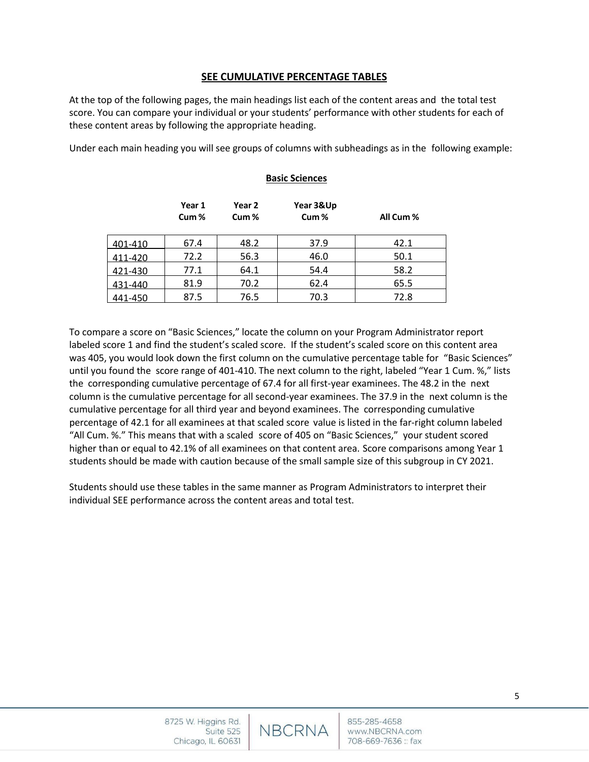## SEE CUMULATIVE PERCENTAGE TABLES

At the top of the following pages, the main headings list each of the content areas and the total test score. You can compare your individual or your students' performance with other students for each of these content areas by following the appropriate heading.

Under each main heading you will see groups of columns with subheadings as in the following example:

**Basic Sciences**

| | Year 1 Cum % | Year 2 Cum % | Year 3&Up Cum % | All Cum % |
|---|---|---|---|---|
| 401-410 | 67.4 | 48.2 | 37.9 | 42.1 |
| 411-420 | 72.2 | 56.3 | 46.0 | 50.1 |
| 421-430 | 77.1 | 64.1 | 54.4 | 58.2 |
| 431-440 | 81.9 | 70.2 | 62.4 | 65.5 |
| 441-450 | 87.5 | 76.5 | 70.3 | 72.8 |

To compare a score on "Basic Sciences," locate the column on your Program Administrator report labeled score 1 and find the student's scaled score. If the student's scaled score on this content area was 405, you would look down the first column on the cumulative percentage table for "Basic Sciences" until you found the score range of 401-410. The next column to the right, labeled "Year 1 Cum. %," lists the corresponding cumulative percentage of 67.4 for all first-year examinees. The 48.2 in the next column is the cumulative percentage for all second-year examinees. The 37.9 in the next column is the cumulative percentage for all third year and beyond examinees. The corresponding cumulative percentage of 42.1 for all examinees at that scaled score value is listed in the far-right column labeled "All Cum. %." This means that with a scaled score of 405 on "Basic Sciences," your student scored higher than or equal to 42.1% of all examinees on that content area. Score comparisons among Year 1 students should be made with caution because of the small sample size of this subgroup in CY 2021.

Students should use these tables in the same manner as Program Administrators to interpret their individual SEE performance across the content areas and total test.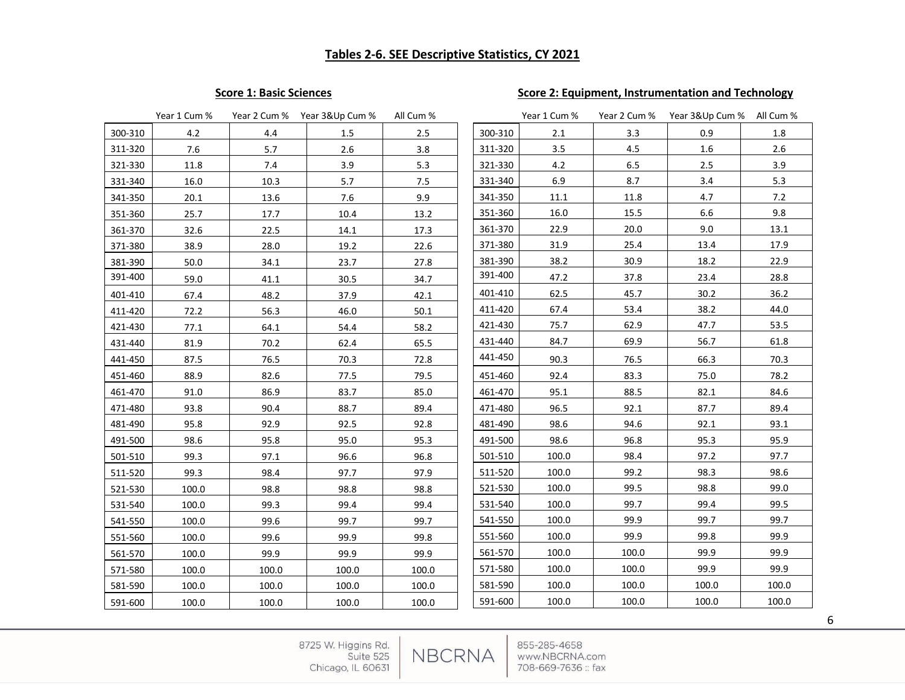## Tables 2-6. SEE Descriptive Statistics, CY 2021

### Score 1: Basic Sciences

| | Year 1 Cum % | Year 2 Cum % | Year 3&Up Cum % | All Cum % |
|---|---|---|---|---|
| 300-310 | 4.2 | 4.4 | 1.5 | 2.5 |
| 311-320 | 7.6 | 5.7 | 2.6 | 3.8 |
| 321-330 | 11.8 | 7.4 | 3.9 | 5.3 |
| 331-340 | 16.0 | 10.3 | 5.7 | 7.5 |
| 341-350 | 20.1 | 13.6 | 7.6 | 9.9 |
| 351-360 | 25.7 | 17.7 | 10.4 | 13.2 |
| 361-370 | 32.6 | 22.5 | 14.1 | 17.3 |
| 371-380 | 38.9 | 28.0 | 19.2 | 22.6 |
| 381-390 | 50.0 | 34.1 | 23.7 | 27.8 |
| 391-400 | 59.0 | 41.1 | 30.5 | 34.7 |
| 401-410 | 67.4 | 48.2 | 37.9 | 42.1 |
| 411-420 | 72.2 | 56.3 | 46.0 | 50.1 |
| 421-430 | 77.1 | 64.1 | 54.4 | 58.2 |
| 431-440 | 81.9 | 70.2 | 62.4 | 65.5 |
| 441-450 | 87.5 | 76.5 | 70.3 | 72.8 |
| 451-460 | 88.9 | 82.6 | 77.5 | 79.5 |
| 461-470 | 91.0 | 86.9 | 83.7 | 85.0 |
| 471-480 | 93.8 | 90.4 | 88.7 | 89.4 |
| 481-490 | 95.8 | 92.9 | 92.5 | 92.8 |
| 491-500 | 98.6 | 95.8 | 95.0 | 95.3 |
| 501-510 | 99.3 | 97.1 | 96.6 | 96.8 |
| 511-520 | 99.3 | 98.4 | 97.7 | 97.9 |
| 521-530 | 100.0 | 98.8 | 98.8 | 98.8 |
| 531-540 | 100.0 | 99.3 | 99.4 | 99.4 |
| 541-550 | 100.0 | 99.6 | 99.7 | 99.7 |
| 551-560 | 100.0 | 99.6 | 99.9 | 99.8 |
| 561-570 | 100.0 | 99.9 | 99.9 | 99.9 |
| 571-580 | 100.0 | 100.0 | 100.0 | 100.0 |
| 581-590 | 100.0 | 100.0 | 100.0 | 100.0 |
| 591-600 | 100.0 | 100.0 | 100.0 | 100.0 |

### Score 2: Equipment, Instrumentation and Technology

| | Year 1 Cum % | Year 2 Cum % | Year 3&Up Cum % | All Cum % |
|---|---|---|---|---|
| 300-310 | 2.1 | 3.3 | 0.9 | 1.8 |
| 311-320 | 3.5 | 4.5 | 1.6 | 2.6 |
| 321-330 | 4.2 | 6.5 | 2.5 | 3.9 |
| 331-340 | 6.9 | 8.7 | 3.4 | 5.3 |
| 341-350 | 11.1 | 11.8 | 4.7 | 7.2 |
| 351-360 | 16.0 | 15.5 | 6.6 | 9.8 |
| 361-370 | 22.9 | 20.0 | 9.0 | 13.1 |
| 371-380 | 31.9 | 25.4 | 13.4 | 17.9 |
| 381-390 | 38.2 | 30.9 | 18.2 | 22.9 |
| 391-400 | 47.2 | 37.8 | 23.4 | 28.8 |
| 401-410 | 62.5 | 45.7 | 30.2 | 36.2 |
| 411-420 | 67.4 | 53.4 | 38.2 | 44.0 |
| 421-430 | 75.7 | 62.9 | 47.7 | 53.5 |
| 431-440 | 84.7 | 69.9 | 56.7 | 61.8 |
| 441-450 | 90.3 | 76.5 | 66.3 | 70.3 |
| 451-460 | 92.4 | 83.3 | 75.0 | 78.2 |
| 461-470 | 95.1 | 88.5 | 82.1 | 84.6 |
| 471-480 | 96.5 | 92.1 | 87.7 | 89.4 |
| 481-490 | 98.6 | 94.6 | 92.1 | 93.1 |
| 491-500 | 98.6 | 96.8 | 95.3 | 95.9 |
| 501-510 | 100.0 | 98.4 | 97.2 | 97.7 |
| 511-520 | 100.0 | 99.2 | 98.3 | 98.6 |
| 521-530 | 100.0 | 99.5 | 98.8 | 99.0 |
| 531-540 | 100.0 | 99.7 | 99.4 | 99.5 |
| 541-550 | 100.0 | 99.9 | 99.7 | 99.7 |
| 551-560 | 100.0 | 99.9 | 99.8 | 99.9 |
| 561-570 | 100.0 | 100.0 | 99.9 | 99.9 |
| 571-580 | 100.0 | 100.0 | 99.9 | 99.9 |
| 581-590 | 100.0 | 100.0 | 100.0 | 100.0 |
| 591-600 | 100.0 | 100.0 | 100.0 | 100.0 |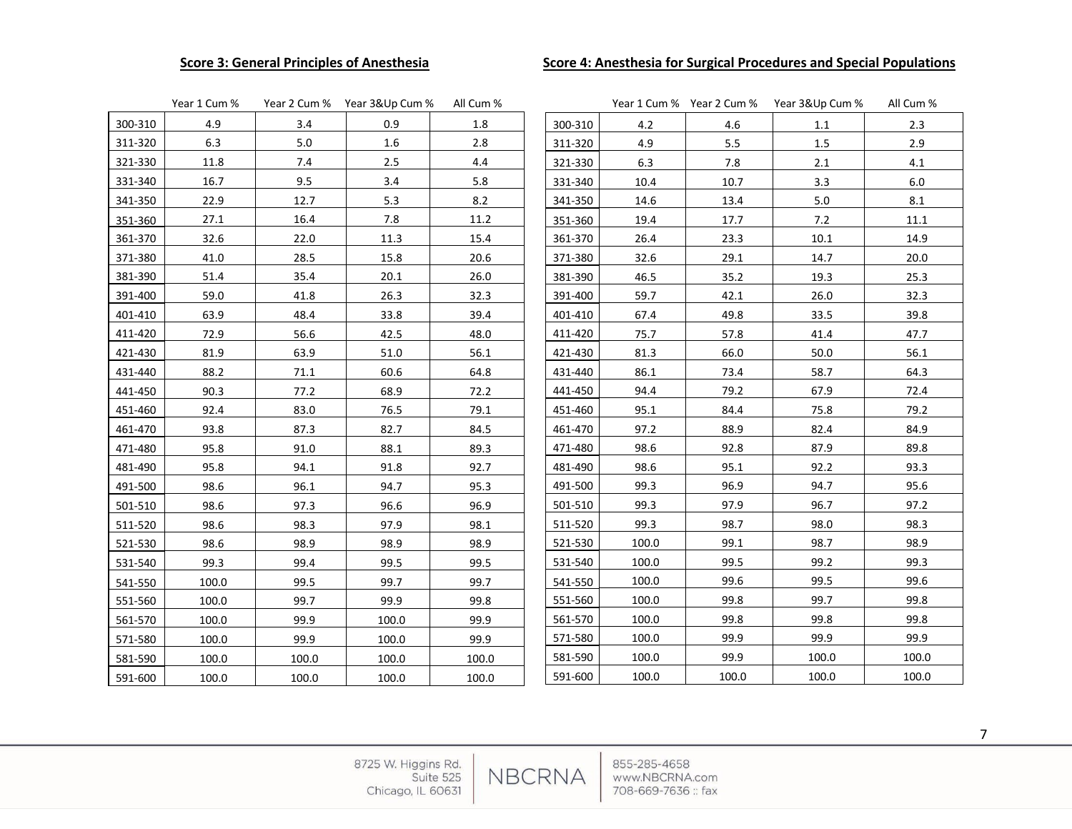**Score 3: General Principles of Anesthesia**

| | Year 1 Cum % | Year 2 Cum % | Year 3&Up Cum % | All Cum % |
|---|---|---|---|---|
| 300-310 | 4.9 | 3.4 | 0.9 | 1.8 |
| 311-320 | 6.3 | 5.0 | 1.6 | 2.8 |
| 321-330 | 11.8 | 7.4 | 2.5 | 4.4 |
| 331-340 | 16.7 | 9.5 | 3.4 | 5.8 |
| 341-350 | 22.9 | 12.7 | 5.3 | 8.2 |
| 351-360 | 27.1 | 16.4 | 7.8 | 11.2 |
| 361-370 | 32.6 | 22.0 | 11.3 | 15.4 |
| 371-380 | 41.0 | 28.5 | 15.8 | 20.6 |
| 381-390 | 51.4 | 35.4 | 20.1 | 26.0 |
| 391-400 | 59.0 | 41.8 | 26.3 | 32.3 |
| 401-410 | 63.9 | 48.4 | 33.8 | 39.4 |
| 411-420 | 72.9 | 56.6 | 42.5 | 48.0 |
| 421-430 | 81.9 | 63.9 | 51.0 | 56.1 |
| 431-440 | 88.2 | 71.1 | 60.6 | 64.8 |
| 441-450 | 90.3 | 77.2 | 68.9 | 72.2 |
| 451-460 | 92.4 | 83.0 | 76.5 | 79.1 |
| 461-470 | 93.8 | 87.3 | 82.7 | 84.5 |
| 471-480 | 95.8 | 91.0 | 88.1 | 89.3 |
| 481-490 | 95.8 | 94.1 | 91.8 | 92.7 |
| 491-500 | 98.6 | 96.1 | 94.7 | 95.3 |
| 501-510 | 98.6 | 97.3 | 96.6 | 96.9 |
| 511-520 | 98.6 | 98.3 | 97.9 | 98.1 |
| 521-530 | 98.6 | 98.9 | 98.9 | 98.9 |
| 531-540 | 99.3 | 99.4 | 99.5 | 99.5 |
| 541-550 | 100.0 | 99.5 | 99.7 | 99.7 |
| 551-560 | 100.0 | 99.7 | 99.9 | 99.8 |
| 561-570 | 100.0 | 99.9 | 100.0 | 99.9 |
| 571-580 | 100.0 | 99.9 | 100.0 | 99.9 |
| 581-590 | 100.0 | 100.0 | 100.0 | 100.0 |
| 591-600 | 100.0 | 100.0 | 100.0 | 100.0 |

**Score 4: Anesthesia for Surgical Procedures and Special Populations**

| | Year 1 Cum % | Year 2 Cum % | Year 3&Up Cum % | All Cum % |
|---|---|---|---|---|
| 300-310 | 4.2 | 4.6 | 1.1 | 2.3 |
| 311-320 | 4.9 | 5.5 | 1.5 | 2.9 |
| 321-330 | 6.3 | 7.8 | 2.1 | 4.1 |
| 331-340 | 10.4 | 10.7 | 3.3 | 6.0 |
| 341-350 | 14.6 | 13.4 | 5.0 | 8.1 |
| 351-360 | 19.4 | 17.7 | 7.2 | 11.1 |
| 361-370 | 26.4 | 23.3 | 10.1 | 14.9 |
| 371-380 | 32.6 | 29.1 | 14.7 | 20.0 |
| 381-390 | 46.5 | 35.2 | 19.3 | 25.3 |
| 391-400 | 59.7 | 42.1 | 26.0 | 32.3 |
| 401-410 | 67.4 | 49.8 | 33.5 | 39.8 |
| 411-420 | 75.7 | 57.8 | 41.4 | 47.7 |
| 421-430 | 81.3 | 66.0 | 50.0 | 56.1 |
| 431-440 | 86.1 | 73.4 | 58.7 | 64.3 |
| 441-450 | 94.4 | 79.2 | 67.9 | 72.4 |
| 451-460 | 95.1 | 84.4 | 75.8 | 79.2 |
| 461-470 | 97.2 | 88.9 | 82.4 | 84.9 |
| 471-480 | 98.6 | 92.8 | 87.9 | 89.8 |
| 481-490 | 98.6 | 95.1 | 92.2 | 93.3 |
| 491-500 | 99.3 | 96.9 | 94.7 | 95.6 |
| 501-510 | 99.3 | 97.9 | 96.7 | 97.2 |
| 511-520 | 99.3 | 98.7 | 98.0 | 98.3 |
| 521-530 | 100.0 | 99.1 | 98.7 | 98.9 |
| 531-540 | 100.0 | 99.5 | 99.2 | 99.3 |
| 541-550 | 100.0 | 99.6 | 99.5 | 99.6 |
| 551-560 | 100.0 | 99.8 | 99.7 | 99.8 |
| 561-570 | 100.0 | 99.8 | 99.8 | 99.8 |
| 571-580 | 100.0 | 99.9 | 99.9 | 99.9 |
| 581-590 | 100.0 | 99.9 | 100.0 | 100.0 |
| 591-600 | 100.0 | 100.0 | 100.0 | 100.0 |

8725 W. Higgins Rd.
Suite 525
Chicago, IL 60631

NBCRNA

855-285-4658
www.NBCRNA.com
708-669-7636 :: fax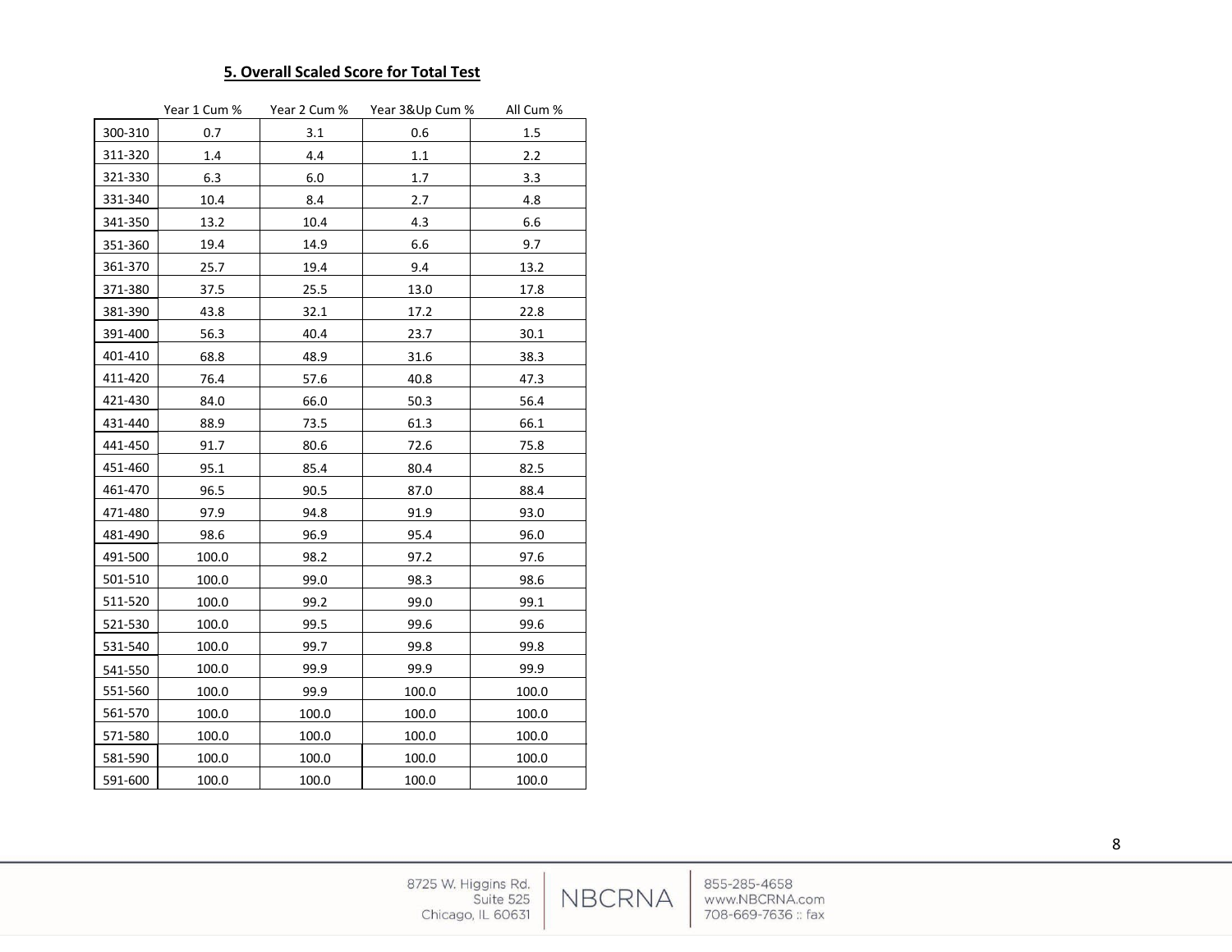## 5. Overall Scaled Score for Total Test

| | Year 1 Cum % | Year 2 Cum % | Year 3&Up Cum % | All Cum % |
|---|---|---|---|---|
| 300-310 | 0.7 | 3.1 | 0.6 | 1.5 |
| 311-320 | 1.4 | 4.4 | 1.1 | 2.2 |
| 321-330 | 6.3 | 6.0 | 1.7 | 3.3 |
| 331-340 | 10.4 | 8.4 | 2.7 | 4.8 |
| 341-350 | 13.2 | 10.4 | 4.3 | 6.6 |
| 351-360 | 19.4 | 14.9 | 6.6 | 9.7 |
| 361-370 | 25.7 | 19.4 | 9.4 | 13.2 |
| 371-380 | 37.5 | 25.5 | 13.0 | 17.8 |
| 381-390 | 43.8 | 32.1 | 17.2 | 22.8 |
| 391-400 | 56.3 | 40.4 | 23.7 | 30.1 |
| 401-410 | 68.8 | 48.9 | 31.6 | 38.3 |
| 411-420 | 76.4 | 57.6 | 40.8 | 47.3 |
| 421-430 | 84.0 | 66.0 | 50.3 | 56.4 |
| 431-440 | 88.9 | 73.5 | 61.3 | 66.1 |
| 441-450 | 91.7 | 80.6 | 72.6 | 75.8 |
| 451-460 | 95.1 | 85.4 | 80.4 | 82.5 |
| 461-470 | 96.5 | 90.5 | 87.0 | 88.4 |
| 471-480 | 97.9 | 94.8 | 91.9 | 93.0 |
| 481-490 | 98.6 | 96.9 | 95.4 | 96.0 |
| 491-500 | 100.0 | 98.2 | 97.2 | 97.6 |
| 501-510 | 100.0 | 99.0 | 98.3 | 98.6 |
| 511-520 | 100.0 | 99.2 | 99.0 | 99.1 |
| 521-530 | 100.0 | 99.5 | 99.6 | 99.6 |
| 531-540 | 100.0 | 99.7 | 99.8 | 99.8 |
| 541-550 | 100.0 | 99.9 | 99.9 | 99.9 |
| 551-560 | 100.0 | 99.9 | 100.0 | 100.0 |
| 561-570 | 100.0 | 100.0 | 100.0 | 100.0 |
| 571-580 | 100.0 | 100.0 | 100.0 | 100.0 |
| 581-590 | 100.0 | 100.0 | 100.0 | 100.0 |
| 591-600 | 100.0 | 100.0 | 100.0 | 100.0 |